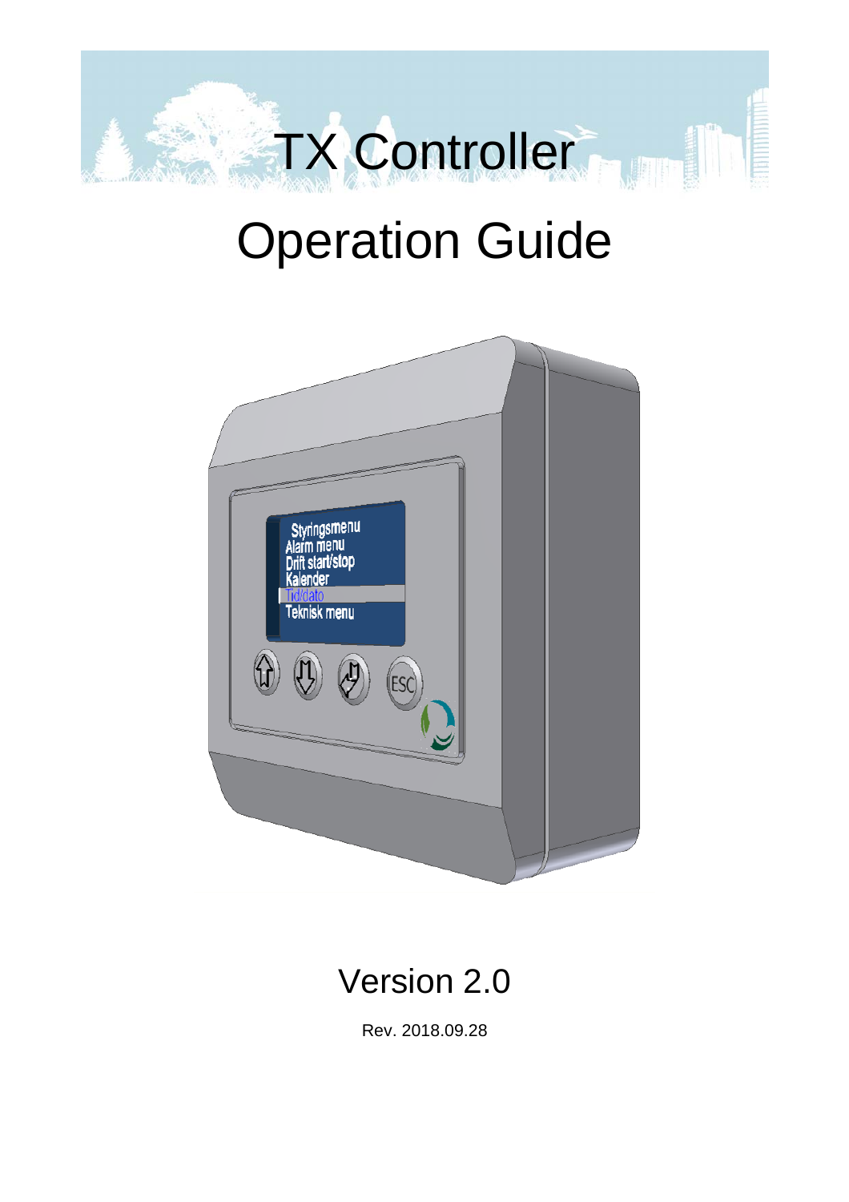# TX Controller

# Operation Guide

## Version 2.0

Rev. 2018.09.28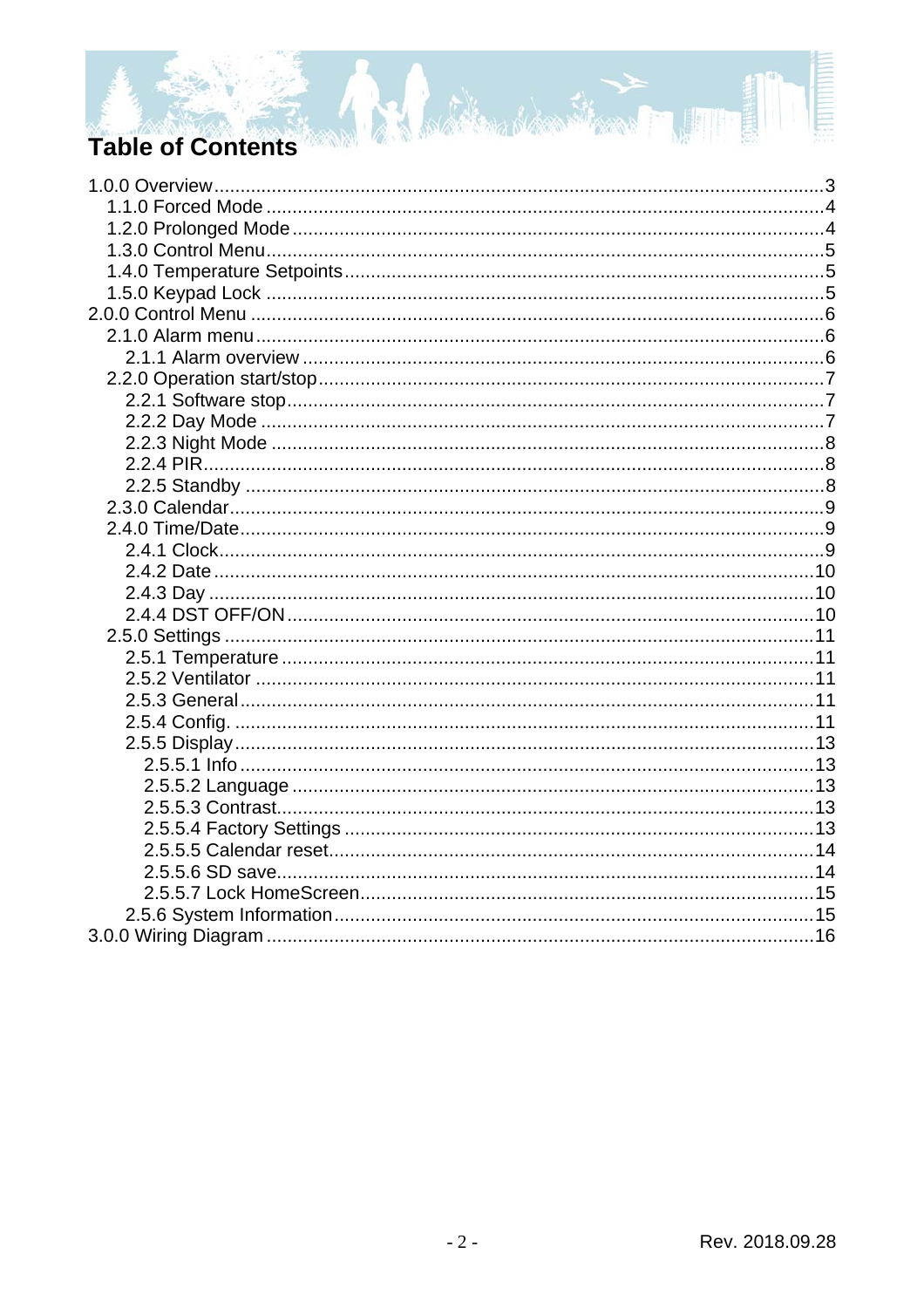# Table of Contents

- 1.0.0 Overview ... 3
  - 1.1.0 Forced Mode ... 4
  - 1.2.0 Prolonged Mode ... 4
  - 1.3.0 Control Menu ... 5
  - 1.4.0 Temperature Setpoints ... 5
  - 1.5.0 Keypad Lock ... 5
- 2.0.0 Control Menu ... 6
  - 2.1.0 Alarm menu ... 6
    - 2.1.1 Alarm overview ... 6
  - 2.2.0 Operation start/stop ... 7
    - 2.2.1 Software stop ... 7
    - 2.2.2 Day Mode ... 7
    - 2.2.3 Night Mode ... 8
    - 2.2.4 PIR ... 8
    - 2.2.5 Standby ... 8
  - 2.3.0 Calendar ... 9
  - 2.4.0 Time/Date ... 9
    - 2.4.1 Clock ... 9
    - 2.4.2 Date ... 10
    - 2.4.3 Day ... 10
    - 2.4.4 DST OFF/ON ... 10
  - 2.5.0 Settings ... 11
    - 2.5.1 Temperature ... 11
    - 2.5.2 Ventilator ... 11
    - 2.5.3 General ... 11
    - 2.5.4 Config. ... 11
    - 2.5.5 Display ... 13
      - 2.5.5.1 Info ... 13
      - 2.5.5.2 Language ... 13
      - 2.5.5.3 Contrast ... 13
      - 2.5.5.4 Factory Settings ... 13
      - 2.5.5.5 Calendar reset ... 14
      - 2.5.5.6 SD save ... 14
      - 2.5.5.7 Lock HomeScreen ... 15
    - 2.5.6 System Information ... 15
- 3.0.0 Wiring Diagram ... 16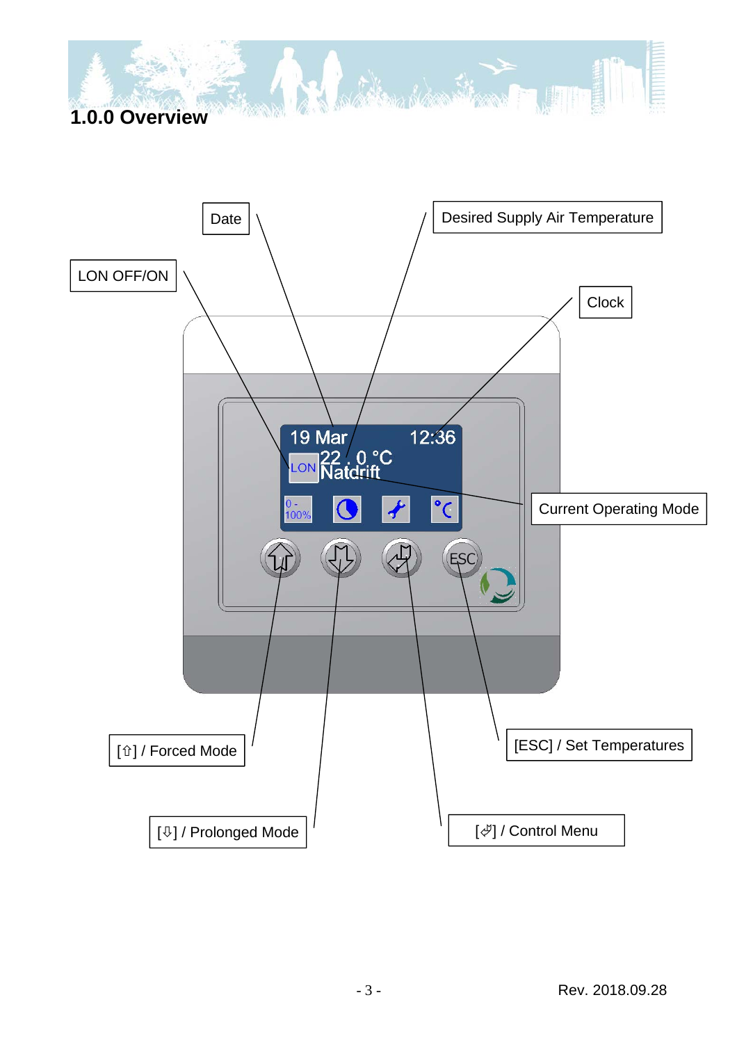# 1.0.0 Overview

Date

Desired Supply Air Temperature

LON OFF/ON

Clock

19 Mar 12:36

LON 22 . 0 °C

Natdrift

Current Operating Mode

0 - 100%

ESC

[⇧] / Forced Mode

[ESC] / Set Temperatures

[⇩] / Prolonged Mode

[⏎] / Control Menu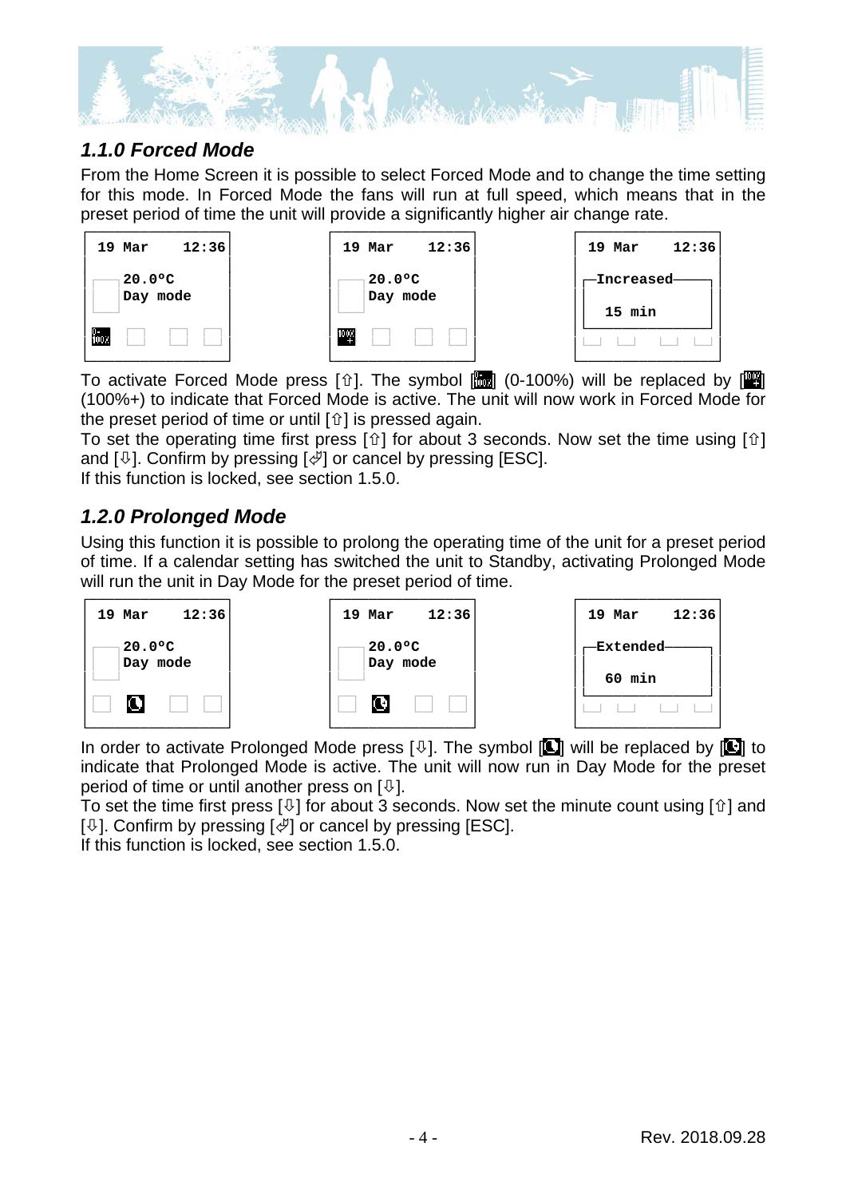### 1.1.0 Forced Mode

From the Home Screen it is possible to select Forced Mode and to change the time setting for this mode. In Forced Mode the fans will run at full speed, which means that in the preset period of time the unit will provide a significantly higher air change rate.

```
19 Mar    12:36        19 Mar    12:36        19 Mar    12:36

20.0°C                 20.0°C                 Increased
Day mode               Day mode
                                               15 min
```

To activate Forced Mode press [⇧]. The symbol [0-100%] (0-100%) will be replaced by [100%+] (100%+) to indicate that Forced Mode is active. The unit will now work in Forced Mode for the preset period of time or until [⇧] is pressed again.

To set the operating time first press [⇧] for about 3 seconds. Now set the time using [⇧] and [⇩]. Confirm by pressing [↵] or cancel by pressing [ESC].

If this function is locked, see section 1.5.0.

### 1.2.0 Prolonged Mode

Using this function it is possible to prolong the operating time of the unit for a preset period of time. If a calendar setting has switched the unit to Standby, activating Prolonged Mode will run the unit in Day Mode for the preset period of time.

```
19 Mar    12:36        19 Mar    12:36        19 Mar    12:36

20.0°C                 20.0°C                 Extended
Day mode               Day mode
                                               60 min
```

In order to activate Prolonged Mode press [⇩]. The symbol [clock] will be replaced by [clock+] to indicate that Prolonged Mode is active. The unit will now run in Day Mode for the preset period of time or until another press on [⇩].

To set the time first press [⇩] for about 3 seconds. Now set the minute count using [⇧] and [⇩]. Confirm by pressing [↵] or cancel by pressing [ESC].

If this function is locked, see section 1.5.0.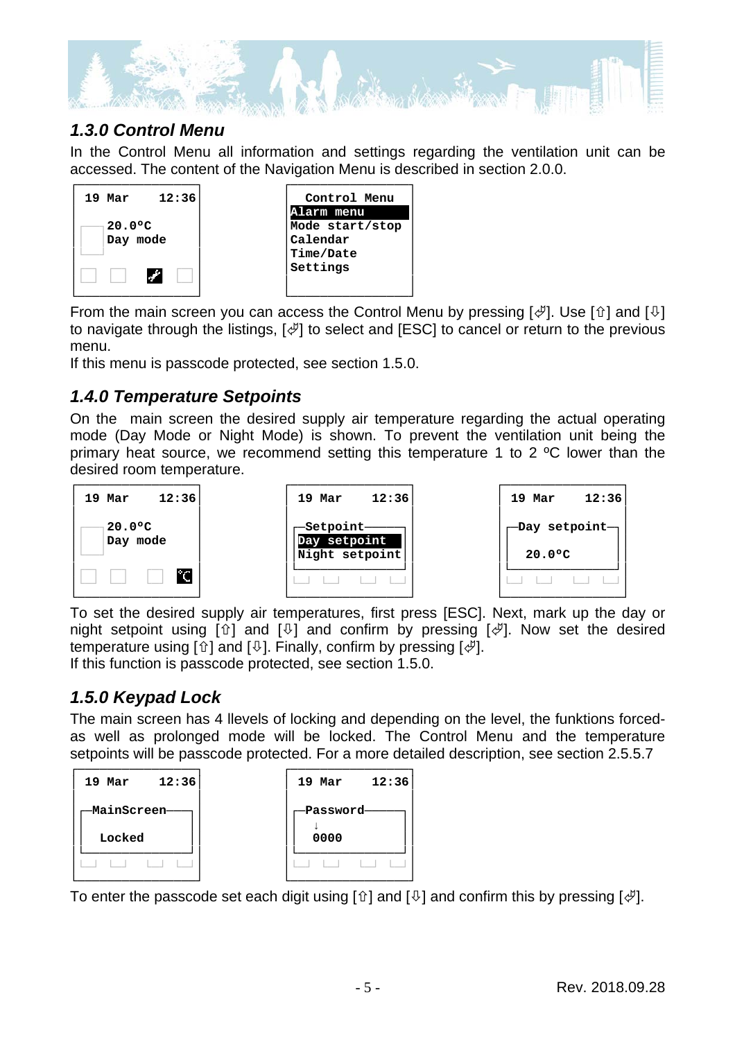## *1.3.0 Control Menu*

In the Control Menu all information and settings regarding the ventilation unit can be accessed. The content of the Navigation Menu is described in section 2.0.0.

```
19 Mar    12:36

20.0ºC
Day mode
```

```
Control Menu
Alarm menu
Mode start/stop
Calendar
Time/Date
Settings
```

From the main screen you can access the Control Menu by pressing [⏎]. Use [⇧] and [⇩] to navigate through the listings, [⏎] to select and [ESC] to cancel or return to the previous menu.

If this menu is passcode protected, see section 1.5.0.

## *1.4.0 Temperature Setpoints*

On the main screen the desired supply air temperature regarding the actual operating mode (Day Mode or Night Mode) is shown. To prevent the ventilation unit being the primary heat source, we recommend setting this temperature 1 to 2 ºC lower than the desired room temperature.

```
19 Mar    12:36

20.0ºC
Day mode
```

```
19 Mar    12:36

Setpoint
Day setpoint
Night setpoint
```

```
19 Mar    12:36

Day setpoint
20.0ºC
```

To set the desired supply air temperatures, first press [ESC]. Next, mark up the day or night setpoint using [⇧] and [⇩] and confirm by pressing [⏎]. Now set the desired temperature using [⇧] and [⇩]. Finally, confirm by pressing [⏎].

If this function is passcode protected, see section 1.5.0.

## *1.5.0 Keypad Lock*

The main screen has 4 llevels of locking and depending on the level, the funktions forced- as well as prolonged mode will be locked. The Control Menu and the temperature setpoints will be passcode protected. For a more detailed description, see section 2.5.5.7

```
19 Mar    12:36

MainScreen
Locked
```

```
19 Mar    12:36

Password
↓
0000
```

To enter the passcode set each digit using [⇧] and [⇩] and confirm this by pressing [⏎].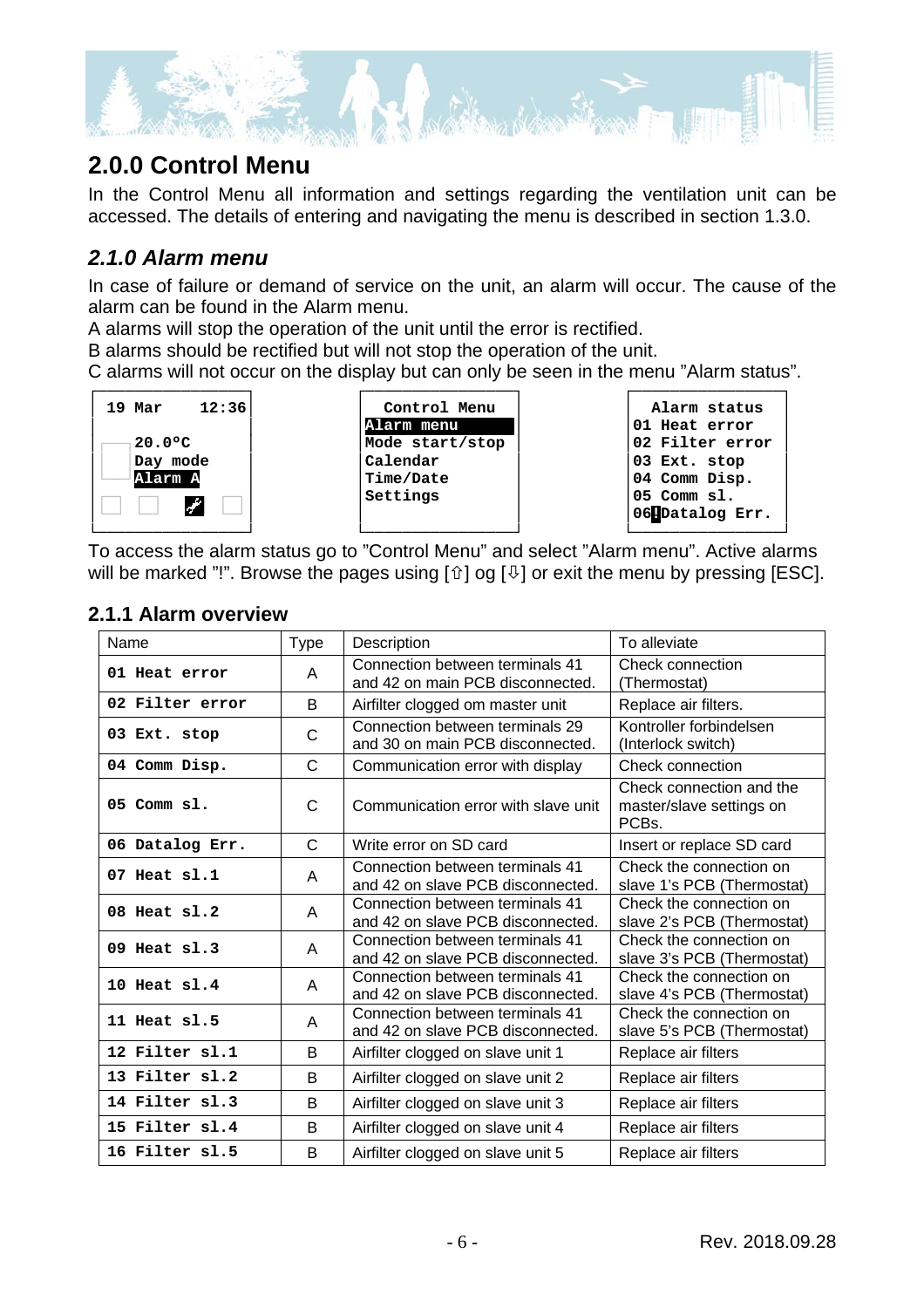# 2.0.0 Control Menu

In the Control Menu all information and settings regarding the ventilation unit can be accessed. The details of entering and navigating the menu is described in section 1.3.0.

## *2.1.0 Alarm menu*

In case of failure or demand of service on the unit, an alarm will occur. The cause of the alarm can be found in the Alarm menu.

A alarms will stop the operation of the unit until the error is rectified.

B alarms should be rectified but will not stop the operation of the unit.

C alarms will not occur on the display but can only be seen in the menu "Alarm status".

```
19 Mar    12:36

  20.0ºC
  Day mode
  Alarm A
```

```
  Control Menu
Alarm menu
Mode start/stop
Calendar
Time/Date
Settings
```

```
  Alarm status
01 Heat error
02 Filter error
03 Ext. stop
04 Comm Disp.
05 Comm sl.
06!Datalog Err.
```

To access the alarm status go to "Control Menu" and select "Alarm menu". Active alarms will be marked "!". Browse the pages using [⇧] og [⇩] or exit the menu by pressing [ESC].

### 2.1.1 Alarm overview

| Name | Type | Description | To alleviate |
|---|---|---|---|
| **01 Heat error** | A | Connection between terminals 41 and 42 on main PCB disconnected. | Check connection (Thermostat) |
| **02 Filter error** | B | Airfilter clogged om master unit | Replace air filters. |
| **03 Ext. stop** | C | Connection between terminals 29 and 30 on main PCB disconnected. | Kontroller forbindelsen (Interlock switch) |
| **04 Comm Disp.** | C | Communication error with display | Check connection |
| **05 Comm sl.** | C | Communication error with slave unit | Check connection and the master/slave settings on PCBs. |
| **06 Datalog Err.** | C | Write error on SD card | Insert or replace SD card |
| **07 Heat sl.1** | A | Connection between terminals 41 and 42 on slave PCB disconnected. | Check the connection on slave 1's PCB (Thermostat) |
| **08 Heat sl.2** | A | Connection between terminals 41 and 42 on slave PCB disconnected. | Check the connection on slave 2's PCB (Thermostat) |
| **09 Heat sl.3** | A | Connection between terminals 41 and 42 on slave PCB disconnected. | Check the connection on slave 3's PCB (Thermostat) |
| **10 Heat sl.4** | A | Connection between terminals 41 and 42 on slave PCB disconnected. | Check the connection on slave 4's PCB (Thermostat) |
| **11 Heat sl.5** | A | Connection between terminals 41 and 42 on slave PCB disconnected. | Check the connection on slave 5's PCB (Thermostat) |
| **12 Filter sl.1** | B | Airfilter clogged on slave unit 1 | Replace air filters |
| **13 Filter sl.2** | B | Airfilter clogged on slave unit 2 | Replace air filters |
| **14 Filter sl.3** | B | Airfilter clogged on slave unit 3 | Replace air filters |
| **15 Filter sl.4** | B | Airfilter clogged on slave unit 4 | Replace air filters |
| **16 Filter sl.5** | B | Airfilter clogged on slave unit 5 | Replace air filters |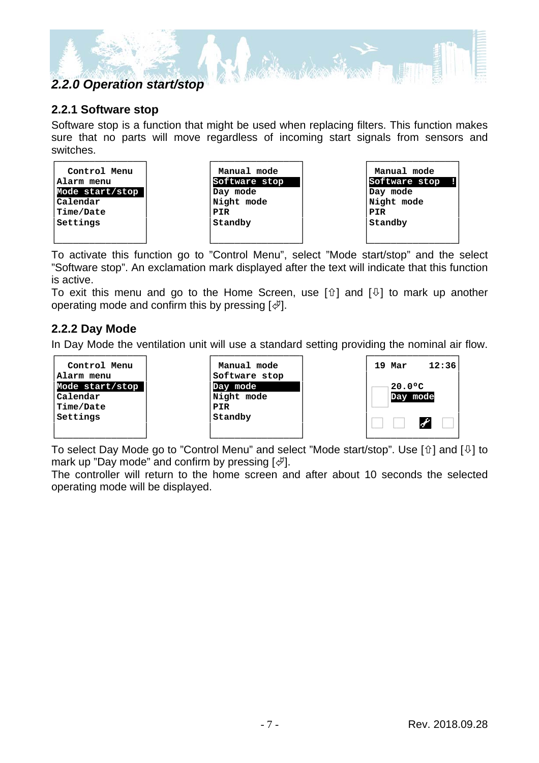## 2.2.0 Operation start/stop

### 2.2.1 Software stop

Software stop is a function that might be used when replacing filters. This function makes sure that no parts will move regardless of incoming start signals from sensors and switches.

```
 Control Menu
Alarm menu
Mode start/stop
Calendar
Time/Date
Settings
```

```
 Manual mode
Software stop
Day mode
Night mode
PIR
Standby
```

```
 Manual mode
Software stop  !
Day mode
Night mode
PIR
Standby
```

To activate this function go to "Control Menu", select "Mode start/stop" and the select "Software stop". An exclamation mark displayed after the text will indicate that this function is active.

To exit this menu and go to the Home Screen, use [⇧] and [⇩] to mark up another operating mode and confirm this by pressing [⏎].

### 2.2.2 Day Mode

In Day Mode the ventilation unit will use a standard setting providing the nominal air flow.

```
 Control Menu
Alarm menu
Mode start/stop
Calendar
Time/Date
Settings
```

```
 Manual mode
Software stop
Day mode
Night mode
PIR
Standby
```

```
 19 Mar    12:36

    20.0ºC
    Day mode
```

To select Day Mode go to "Control Menu" and select "Mode start/stop". Use [⇧] and [⇩] to mark up "Day mode" and confirm by pressing [⏎].

The controller will return to the home screen and after about 10 seconds the selected operating mode will be displayed.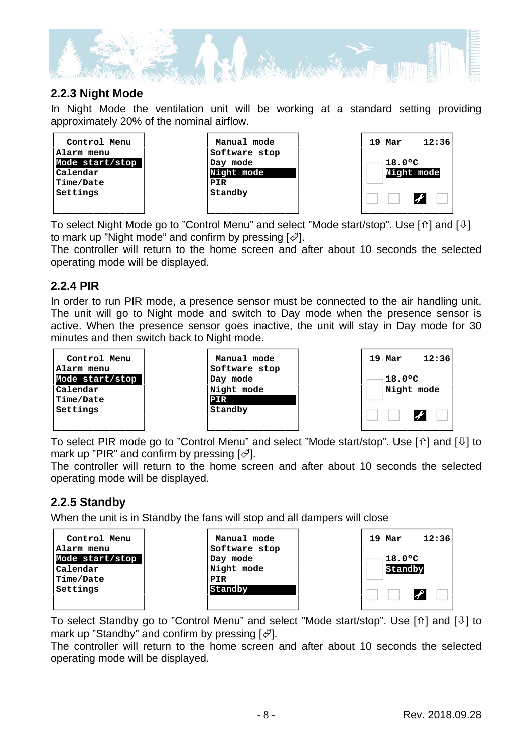### 2.2.3 Night Mode

In Night Mode the ventilation unit will be working at a standard setting providing approximately 20% of the nominal airflow.

```
 Control Menu
Alarm menu
Mode start/stop
Calendar
Time/Date
Settings
```

```
 Manual mode
Software stop
Day mode
Night mode
PIR
Standby
```

```
19 Mar    12:36

    18.0ºC
    Night mode
```

To select Night Mode go to ”Control Menu” and select ”Mode start/stop”. Use [⇧] and [⇩] to mark up ”Night mode” and confirm by pressing [↵].
The controller will return to the home screen and after about 10 seconds the selected operating mode will be displayed.

### 2.2.4 PIR

In order to run PIR mode, a presence sensor must be connected to the air handling unit. The unit will go to Night mode and switch to Day mode when the presence sensor is active. When the presence sensor goes inactive, the unit will stay in Day mode for 30 minutes and then switch back to Night mode.

```
 Control Menu
Alarm menu
Mode start/stop
Calendar
Time/Date
Settings
```

```
 Manual mode
Software stop
Day mode
Night mode
PIR
Standby
```

```
19 Mar    12:36

    18.0ºC
    Night mode
```

To select PIR mode go to ”Control Menu” and select ”Mode start/stop”. Use [⇧] and [⇩] to mark up ”PIR” and confirm by pressing [↵].
The controller will return to the home screen and after about 10 seconds the selected operating mode will be displayed.

### 2.2.5 Standby

When the unit is in Standby the fans will stop and all dampers will close

```
 Control Menu
Alarm menu
Mode start/stop
Calendar
Time/Date
Settings
```

```
 Manual mode
Software stop
Day mode
Night mode
PIR
Standby
```

```
19 Mar    12:36

    18.0ºC
    Standby
```

To select Standby go to ”Control Menu” and select ”Mode start/stop”. Use [⇧] and [⇩] to mark up ”Standby” and confirm by pressing [↵].
The controller will return to the home screen and after about 10 seconds the selected operating mode will be displayed.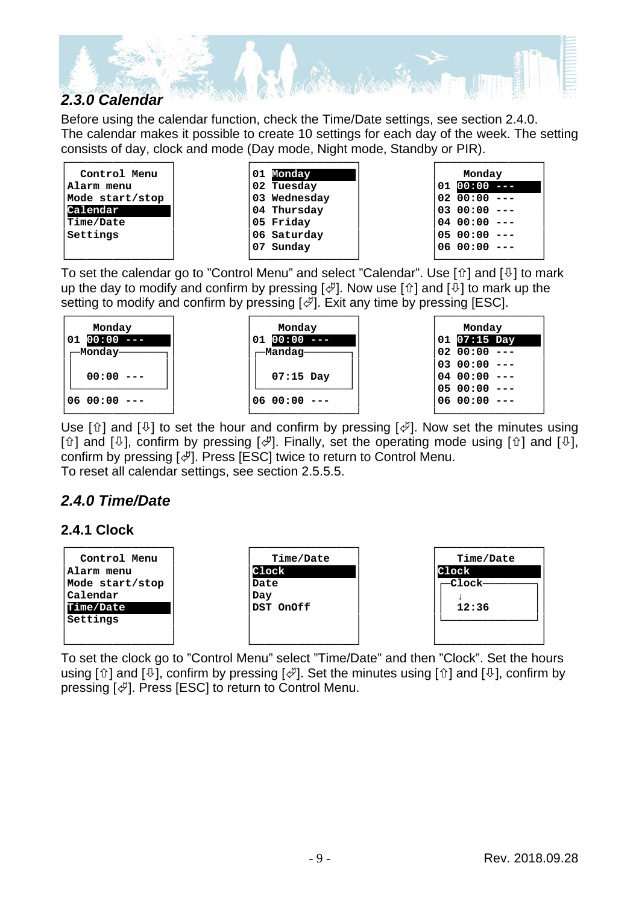## *2.3.0 Calendar*

Before using the calendar function, check the Time/Date settings, see section 2.4.0.
The calendar makes it possible to create 10 settings for each day of the week. The setting consists of day, clock and mode (Day mode, Night mode, Standby or PIR).

```
 Control Menu
Alarm menu
Mode start/stop
Calendar
Time/Date
Settings
```

```
01 Monday
02 Tuesday
03 Wednesday
04 Thursday
05 Friday
06 Saturday
07 Sunday
```

```
   Monday
01 00:00 ---
02 00:00 ---
03 00:00 ---
04 00:00 ---
05 00:00 ---
06 00:00 ---
```

To set the calendar go to "Control Menu" and select "Calendar". Use [⇧] and [⇩] to mark up the day to modify and confirm by pressing [⏎]. Now use [⇧] and [⇩] to mark up the setting to modify and confirm by pressing [⏎]. Exit any time by pressing [ESC].

```
   Monday
01 00:00 ---
 Monday

  00:00 ---

06 00:00 ---
```

```
   Monday
01 00:00 ---
 Mandag

  07:15 Day

06 00:00 ---
```

```
   Monday
01 07:15 Day
02 00:00 ---
03 00:00 ---
04 00:00 ---
05 00:00 ---
06 00:00 ---
```

Use [⇧] and [⇩] to set the hour and confirm by pressing [⏎]. Now set the minutes using [⇧] and [⇩], confirm by pressing [⏎]. Finally, set the operating mode using [⇧] and [⇩], confirm by pressing [⏎]. Press [ESC] twice to return to Control Menu.
To reset all calendar settings, see section 2.5.5.5.

## *2.4.0 Time/Date*

### 2.4.1 Clock

```
 Control Menu
Alarm menu
Mode start/stop
Calendar
Time/Date
Settings
```

```
  Time/Date
Clock
Date
Day
DST OnOff
```

```
  Time/Date
Clock
 Clock
  ↓
  12:36
```

To set the clock go to "Control Menu" select "Time/Date" and then "Clock". Set the hours using [⇧] and [⇩], confirm by pressing [⏎]. Set the minutes using [⇧] and [⇩], confirm by pressing [⏎]. Press [ESC] to return to Control Menu.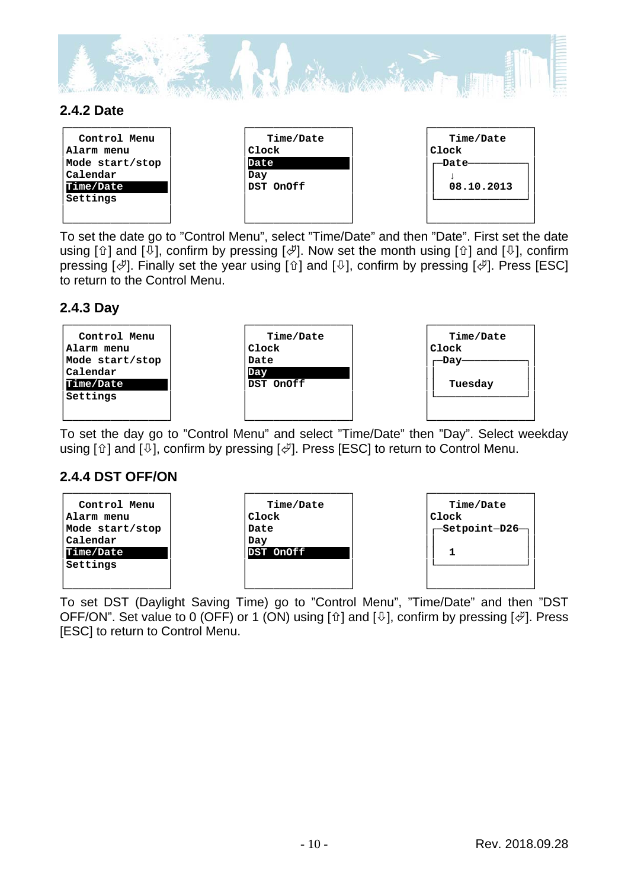## 2.4.2 Date

```
 Control Menu
Alarm menu
Mode start/stop
Calendar
Time/Date
Settings
```

```
 Time/Date
Clock
Date
Day
DST OnOff
```

```
 Time/Date
Clock
┌Date─────────
│ ↓
│ 08.10.2013
└─────────────
```

To set the date go to "Control Menu", select "Time/Date" and then "Date". First set the date using [⇧] and [⇩], confirm by pressing [⏎]. Now set the month using [⇧] and [⇩], confirm pressing [⏎]. Finally set the year using [⇧] and [⇩], confirm by pressing [⏎]. Press [ESC] to return to the Control Menu.

## 2.4.3 Day

```
 Control Menu
Alarm menu
Mode start/stop
Calendar
Time/Date
Settings
```

```
 Time/Date
Clock
Date
Day
DST OnOff
```

```
 Time/Date
Clock
┌Day──────────
│
│ Tuesday
└─────────────
```

To set the day go to "Control Menu" and select "Time/Date" then "Day". Select weekday using [⇧] and [⇩], confirm by pressing [⏎]. Press [ESC] to return to Control Menu.

## 2.4.4 DST OFF/ON

```
 Control Menu
Alarm menu
Mode start/stop
Calendar
Time/Date
Settings
```

```
 Time/Date
Clock
Date
Day
DST OnOff
```

```
 Time/Date
Clock
┌Setpoint─D26─┐
│
│ 1
└─────────────┘
```

To set DST (Daylight Saving Time) go to "Control Menu", "Time/Date" and then "DST OFF/ON". Set value to 0 (OFF) or 1 (ON) using [⇧] and [⇩], confirm by pressing [⏎]. Press [ESC] to return to Control Menu.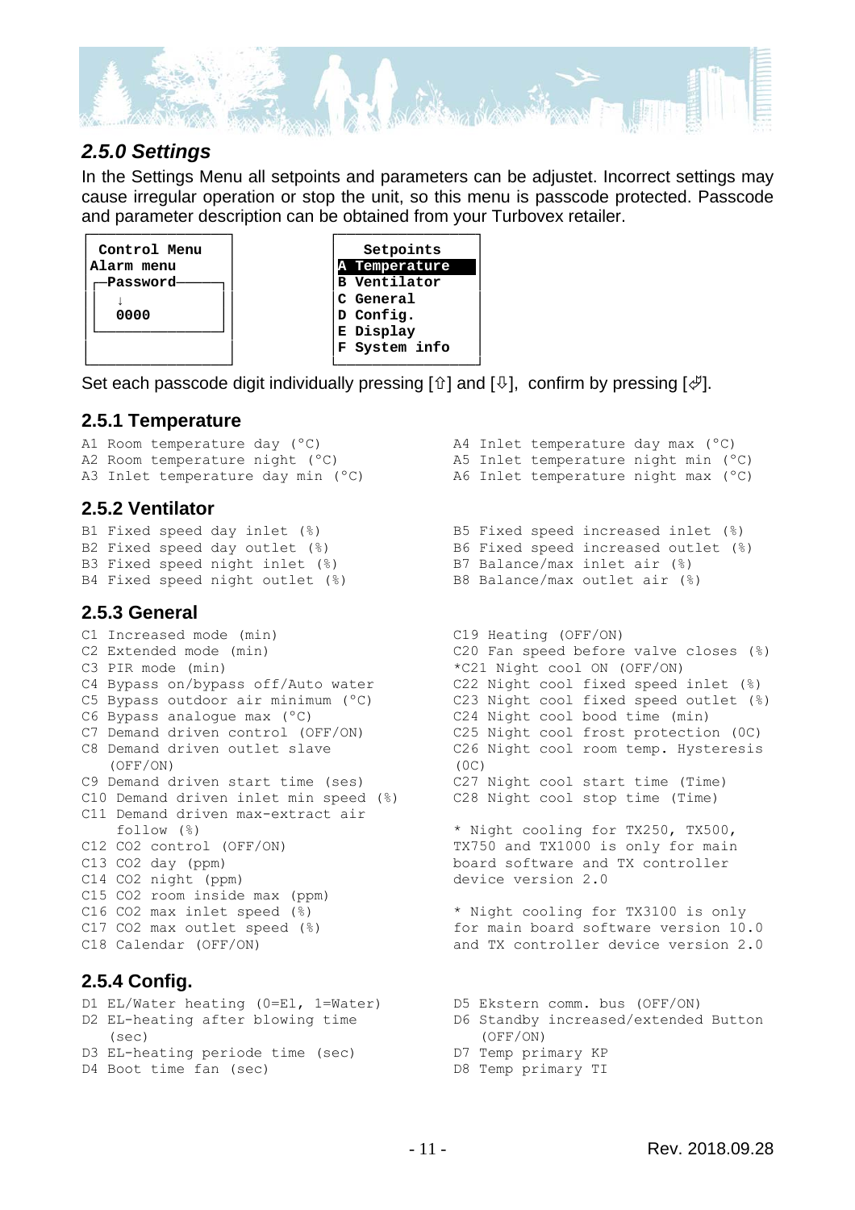## *2.5.0 Settings*

In the Settings Menu all setpoints and parameters can be adjustet. Incorrect settings may cause irregular operation or stop the unit, so this menu is passcode protected. Passcode and parameter description can be obtained from your Turbovex retailer.

```
 Control Menu
Alarm menu
 Password
  ↓
  0000
```

```
  Setpoints
A Temperature
B Ventilator
C General
D Config.
E Display
F System info
```

Set each passcode digit individually pressing [⇧] and [⇩], confirm by pressing [⏎].

### 2.5.1 Temperature

A1 Room temperature day (°C)
A2 Room temperature night (°C)
A3 Inlet temperature day min (°C)
A4 Inlet temperature day max (°C)
A5 Inlet temperature night min (°C)
A6 Inlet temperature night max (°C)

### 2.5.2 Ventilator

B1 Fixed speed day inlet (%)
B2 Fixed speed day outlet (%)
B3 Fixed speed night inlet (%)
B4 Fixed speed night outlet (%)
B5 Fixed speed increased inlet (%)
B6 Fixed speed increased outlet (%)
B7 Balance/max inlet air (%)
B8 Balance/max outlet air (%)

### 2.5.3 General

C1 Increased mode (min)
C2 Extended mode (min)
C3 PIR mode (min)
C4 Bypass on/bypass off/Auto water
C5 Bypass outdoor air minimum (°C)
C6 Bypass analogue max (°C)
C7 Demand driven control (OFF/ON)
C8 Demand driven outlet slave (OFF/ON)
C9 Demand driven start time (ses)
C10 Demand driven inlet min speed (%)
C11 Demand driven max-extract air follow (%)
C12 $CO_2$ control (OFF/ON)
C13 $CO_2$ day (ppm)
C14 $CO_2$ night (ppm)
C15 $CO_2$ room inside max (ppm)
C16 $CO_2$ max inlet speed (%)
C17 $CO_2$ max outlet speed (%)
C18 Calendar (OFF/ON)
C19 Heating (OFF/ON)
C20 Fan speed before valve closes (%)
*C21 Night cool ON (OFF/ON)
C22 Night cool fixed speed inlet (%)
C23 Night cool fixed speed outlet (%)
C24 Night cool bood time (min)
C25 Night cool frost protection (0C)
C26 Night cool room temp. Hysteresis (0C)
C27 Night cool start time (Time)
C28 Night cool stop time (Time)

* Night cooling for TX250, TX500, TX750 and TX1000 is only for main board software and TX controller device version 2.0

* Night cooling for TX3100 is only for main board software version 10.0 and TX controller device version 2.0

### 2.5.4 Config.

D1 EL/Water heating (0=El, 1=Water)
D2 EL-heating after blowing time (sec)
D3 EL-heating periode time (sec)
D4 Boot time fan (sec)
D5 Ekstern comm. bus (OFF/ON)
D6 Standby increased/extended Button (OFF/ON)
D7 Temp primary KP
D8 Temp primary TI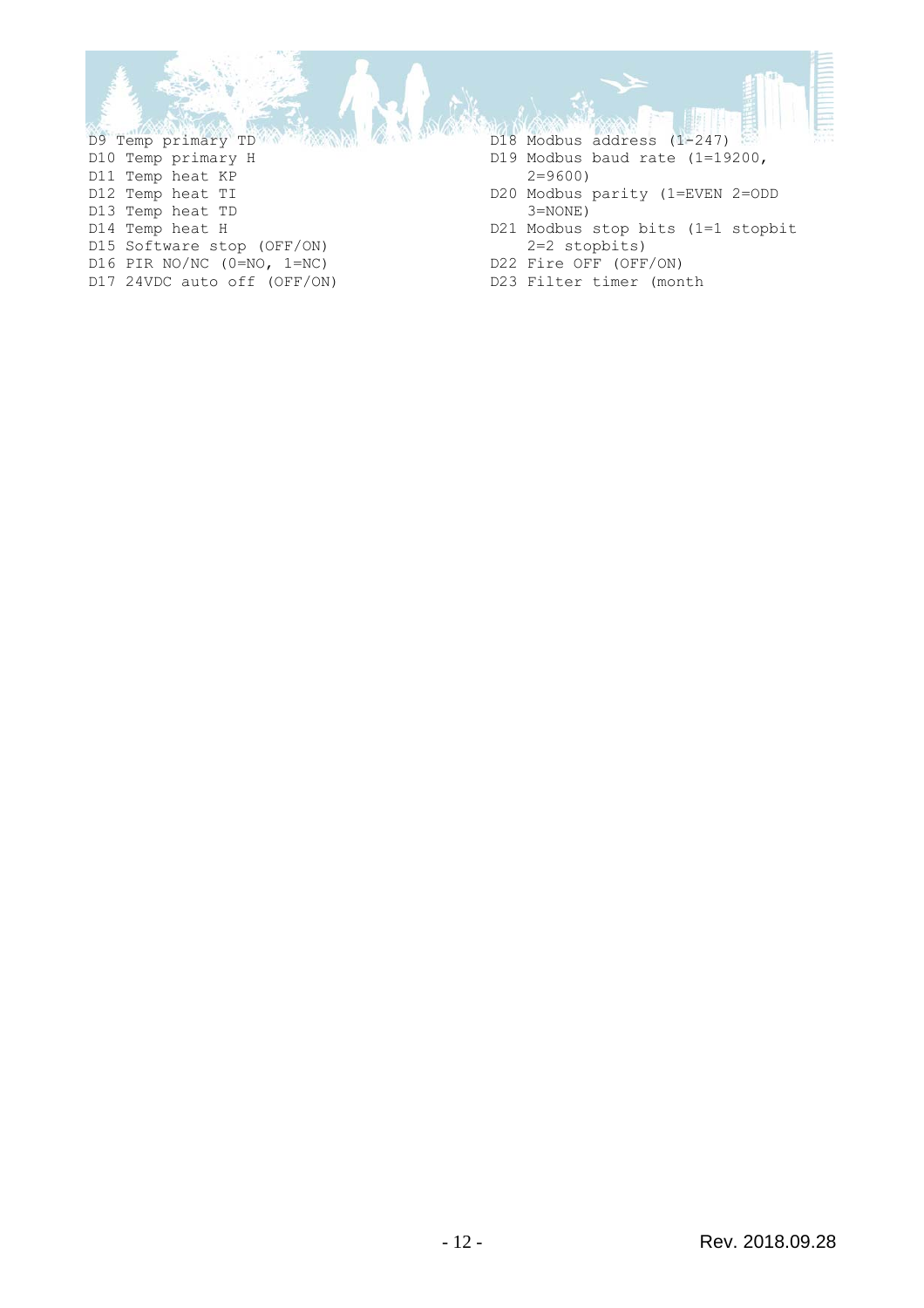D9 Temp primary TD
D10 Temp primary H
D11 Temp heat KP
D12 Temp heat TI
D13 Temp heat TD
D14 Temp heat H
D15 Software stop (OFF/ON)
D16 PIR NO/NC (0=NO, 1=NC)
D17 24VDC auto off (OFF/ON)
D18 Modbus address (1-247)
D19 Modbus baud rate (1=19200, 2=9600)
D20 Modbus parity (1=EVEN 2=ODD 3=NONE)
D21 Modbus stop bits (1=1 stopbit 2=2 stopbits)
D22 Fire OFF (OFF/ON)
D23 Filter timer (month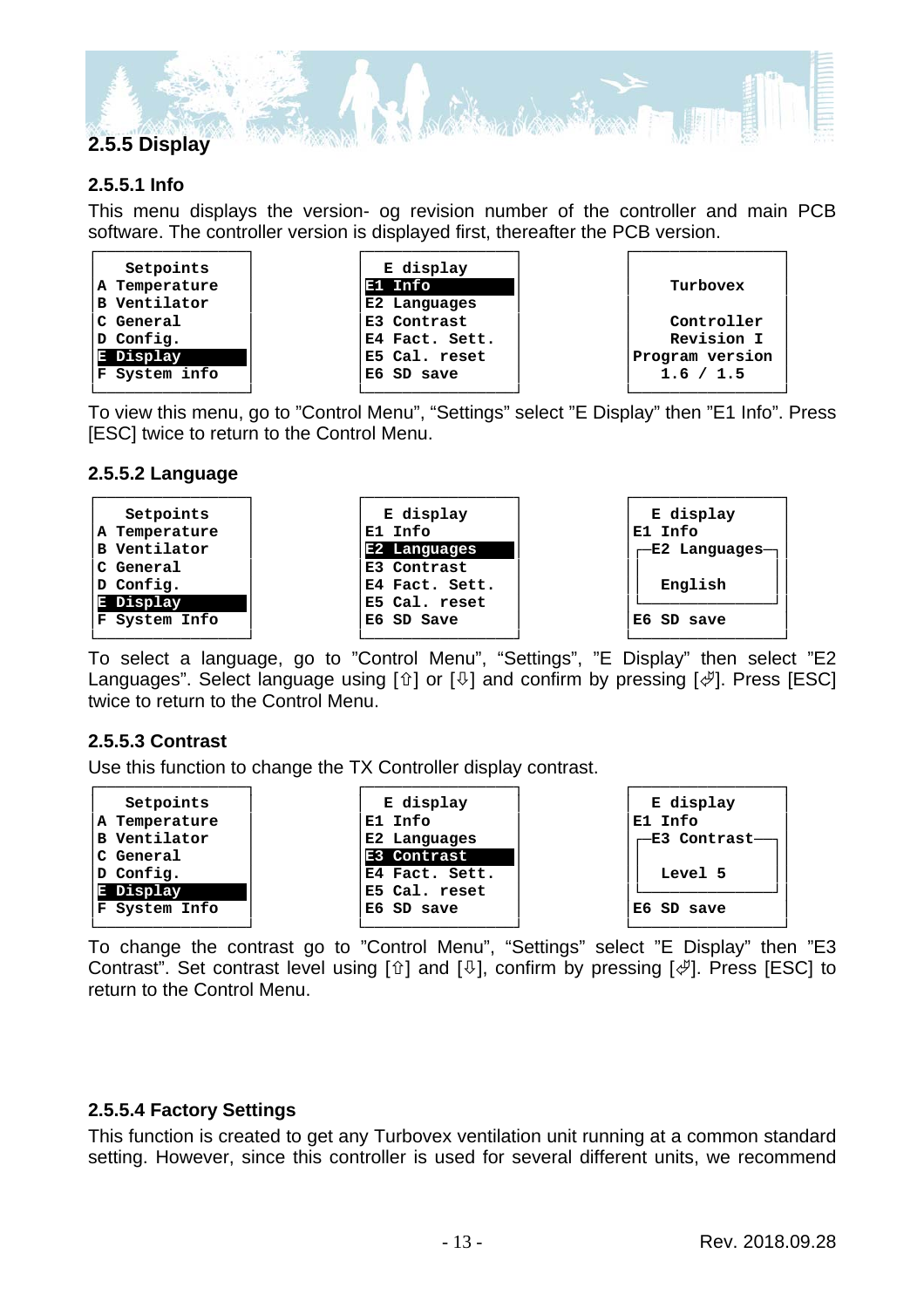## 2.5.5 Display

### 2.5.5.1 Info

This menu displays the version- og revision number of the controller and main PCB software. The controller version is displayed first, thereafter the PCB version.

```
  Setpoints            E display
A Temperature        E1 Info                   Turbovex
B Ventilator         E2 Languages
C General            E3 Contrast               Controller
D Config.            E4 Fact. Sett.            Revision I
E Display            E5 Cal. reset           Program version
F System info        E6 SD save                 1.6 / 1.5
```

To view this menu, go to "Control Menu", "Settings" select "E Display" then "E1 Info". Press [ESC] twice to return to the Control Menu.

### 2.5.5.2 Language

```
  Setpoints            E display              E display
A Temperature        E1 Info                E1 Info
B Ventilator         E2 Languages           E2 Languages
C General            E3 Contrast
D Config.            E4 Fact. Sett.           English
E Display            E5 Cal. reset
F System Info        E6 SD Save             E6 SD save
```

To select a language, go to "Control Menu", "Settings", "E Display" then select "E2 Languages". Select language using [⇧] or [⇩] and confirm by pressing [↵]. Press [ESC] twice to return to the Control Menu.

### 2.5.5.3 Contrast

Use this function to change the TX Controller display contrast.

```
  Setpoints            E display              E display
A Temperature        E1 Info                E1 Info
B Ventilator         E2 Languages           E3 Contrast
C General            E3 Contrast
D Config.            E4 Fact. Sett.           Level 5
E Display            E5 Cal. reset
F System Info        E6 SD save             E6 SD save
```

To change the contrast go to "Control Menu", "Settings" select "E Display" then "E3 Contrast". Set contrast level using [⇧] and [⇩], confirm by pressing [↵]. Press [ESC] to return to the Control Menu.

### 2.5.5.4 Factory Settings

This function is created to get any Turbovex ventilation unit running at a common standard setting. However, since this controller is used for several different units, we recommend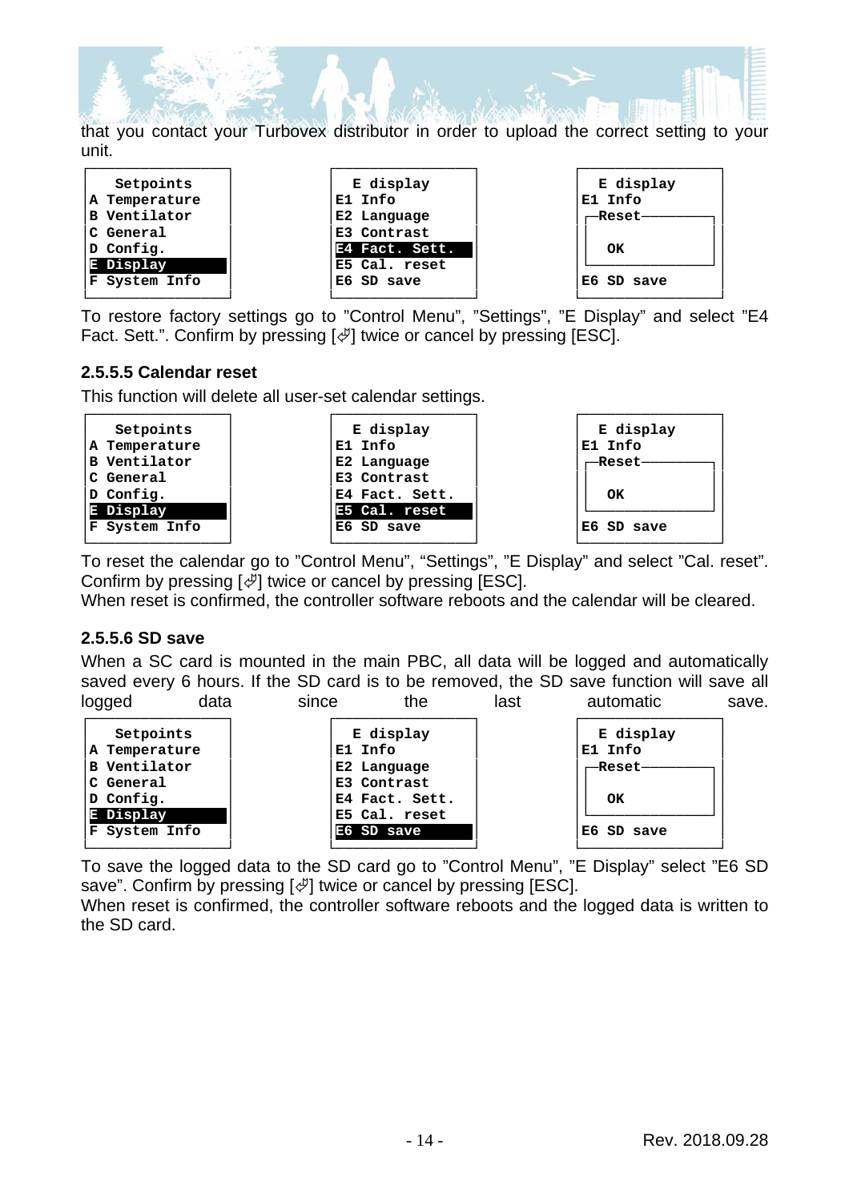that you contact your Turbovex distributor in order to upload the correct setting to your unit.

```
  Setpoints              E display              E display
A Temperature          E1 Info                E1 Info
B Ventilator           E2 Language            ┌Reset──────────┐
C General              E3 Contrast            │               │
D Config.              E4 Fact. Sett.         │  OK           │
E Display              E5 Cal. reset          └───────────────┘
F System Info          E6 SD save             E6 SD save
```

To restore factory settings go to ”Control Menu”, ”Settings”, ”E Display” and select ”E4 Fact. Sett.”. Confirm by pressing [↵] twice or cancel by pressing [ESC].

### 2.5.5.5 Calendar reset

This function will delete all user-set calendar settings.

```
  Setpoints              E display              E display
A Temperature          E1 Info                E1 Info
B Ventilator           E2 Language            ┌Reset──────────┐
C General              E3 Contrast            │               │
D Config.              E4 Fact. Sett.         │  OK           │
E Display              E5 Cal. reset          └───────────────┘
F System Info          E6 SD save             E6 SD save
```

To reset the calendar go to ”Control Menu”, “Settings”, ”E Display” and select ”Cal. reset”. Confirm by pressing [↵] twice or cancel by pressing [ESC].
When reset is confirmed, the controller software reboots and the calendar will be cleared.

### 2.5.5.6 SD save

When a SC card is mounted in the main PBC, all data will be logged and automatically saved every 6 hours. If the SD card is to be removed, the SD save function will save all logged data since the last automatic save.

```
  Setpoints              E display              E display
A Temperature          E1 Info                E1 Info
B Ventilator           E2 Language            ┌Reset──────────┐
C General              E3 Contrast            │               │
D Config.              E4 Fact. Sett.         │  OK           │
E Display              E5 Cal. reset          └───────────────┘
F System Info          E6 SD save             E6 SD save
```

To save the logged data to the SD card go to ”Control Menu”, ”E Display” select ”E6 SD save”. Confirm by pressing [↵] twice or cancel by pressing [ESC].
When reset is confirmed, the controller software reboots and the logged data is written to the SD card.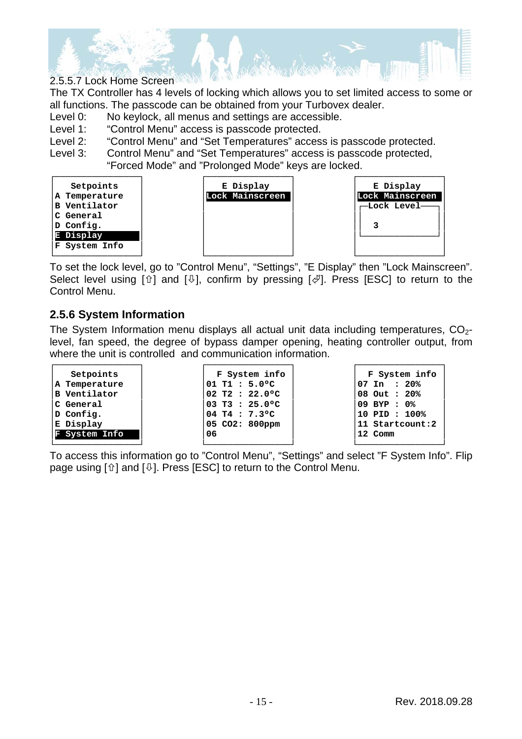2.5.5.7 Lock Home Screen

The TX Controller has 4 levels of locking which allows you to set limited access to some or all functions. The passcode can be obtained from your Turbovex dealer.

Level 0: No keylock, all menus and settings are accessible.
Level 1: "Control Menu" access is passcode protected.
Level 2: "Control Menu" and "Set Temperatures" access is passcode protected.
Level 3: Control Menu" and "Set Temperatures" access is passcode protected, "Forced Mode" and "Prolonged Mode" keys are locked.

```
   Setpoints
A Temperature
B Ventilator
C General
D Config.
E Display
F System Info
```

```
  E Display
Lock Mainscreen
```

```
  E Display
Lock Mainscreen
 Lock Level
   3
```

To set the lock level, go to "Control Menu", "Settings", "E Display" then "Lock Mainscreen". Select level using [⇧] and [⇩], confirm by pressing [↵]. Press [ESC] to return to the Control Menu.

## 2.5.6 System Information

The System Information menu displays all actual unit data including temperatures, $CO_2$-level, fan speed, the degree of bypass damper opening, heating controller output, from where the unit is controlled and communication information.

```
   Setpoints
A Temperature
B Ventilator
C General
D Config.
E Display
F System Info
```

```
  F System info
01 T1 : 5.0ºC
02 T2 : 22.0ºC
03 T3 : 25.0ºC
04 T4 : 7.3ºC
05 CO2: 800ppm
06
```

```
  F System info
07 In  : 20%
08 Out : 20%
09 BYP : 0%
10 PID : 100%
11 Startcount:2
12 Comm
```

To access this information go to "Control Menu", "Settings" and select "F System Info". Flip page using [⇧] and [⇩]. Press [ESC] to return to the Control Menu.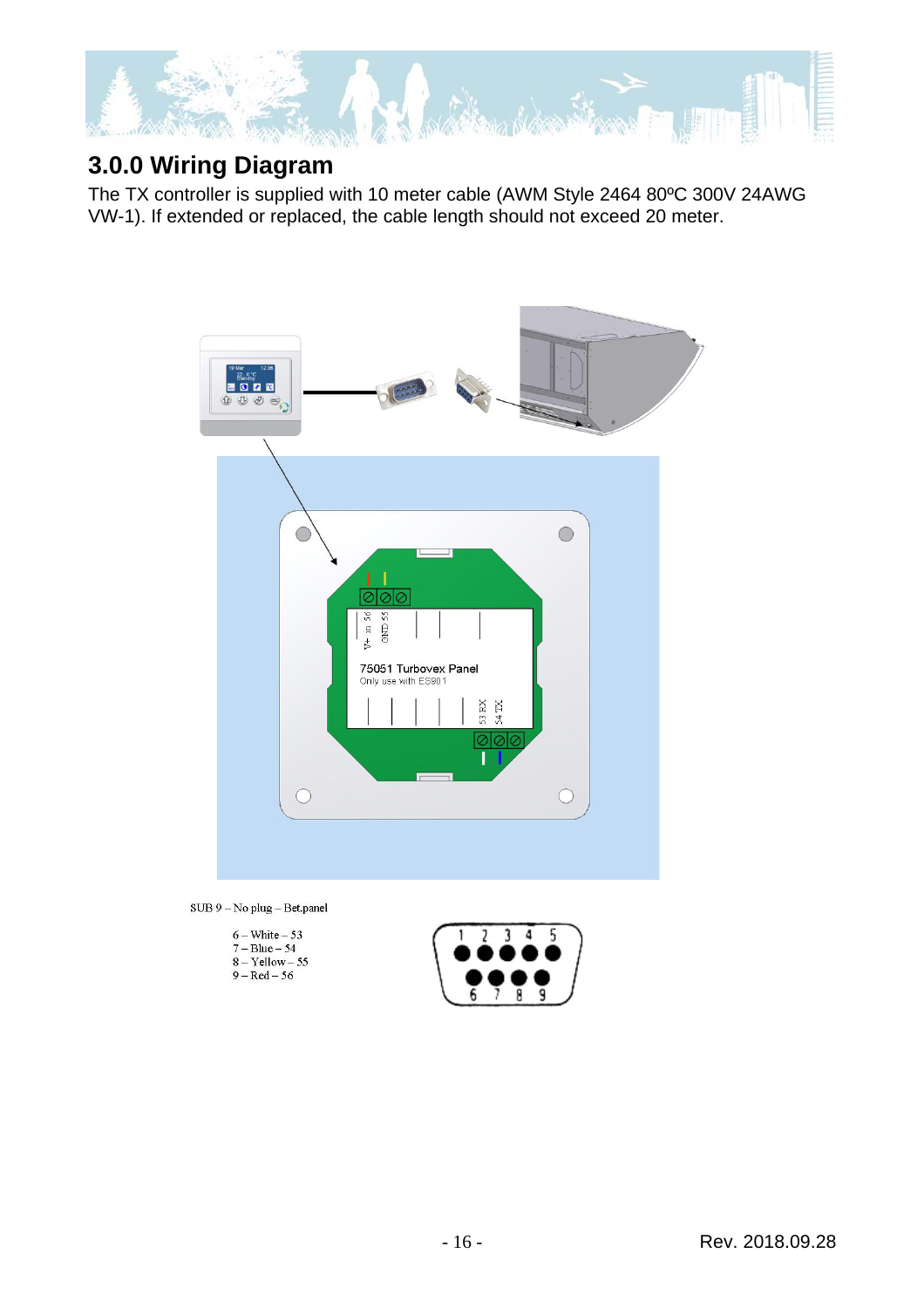## 3.0.0 Wiring Diagram

The TX controller is supplied with 10 meter cable (AWM Style 2464 80ºC 300V 24AWG VW-1). If extended or replaced, the cable length should not exceed 20 meter.

V+ in 56
GND 55
75051 Turbovex Panel
Only use with ES801
53 RX
54 TX

SUB 9 – No plug – Bet.panel

6 – White – 53
7 – Blue – 54
8 – Yellow – 55
9 – Red – 56

1 2 3 4 5
6 7 8 9

Rev. 2018.09.28